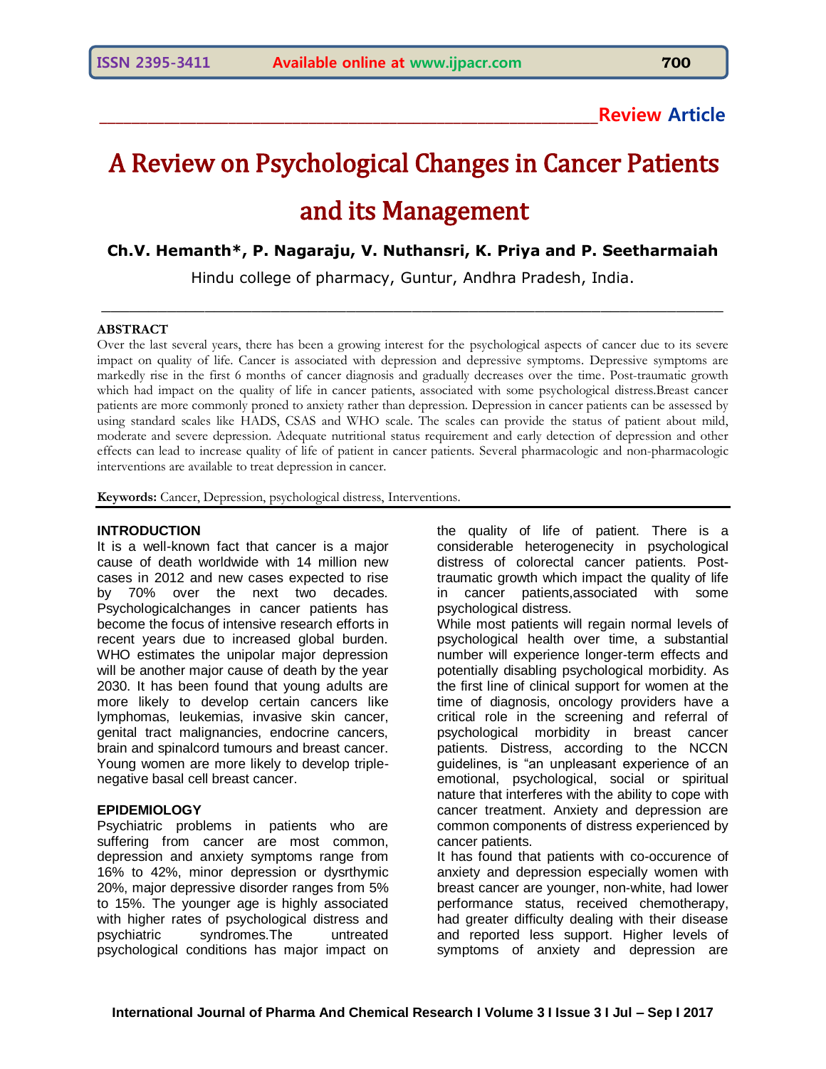Review Article

# A Review on Psychological Changes in Cancer Patients and its Management

**Ch.V. Hemanth*, P. Nagaraju, V. Nuthansri, K. Priya and P. Seetharmaiah**

Hindu college of pharmacy, Guntur, Andhra Pradesh, India.

## ABSTRACT

Over the last several years, there has been a growing interest for the psychological aspects of cancer due to its severe impact on quality of life. Cancer is associated with depression and depressive symptoms. Depressive symptoms are markedly rise in the first 6 months of cancer diagnosis and gradually decreases over the time. Post-traumatic growth which had impact on the quality of life in cancer patients, associated with some psychological distress.Breast cancer patients are more commonly proned to anxiety rather than depression. Depression in cancer patients can be assessed by using standard scales like HADS, CSAS and WHO scale. The scales can provide the status of patient about mild, moderate and severe depression. Adequate nutritional status requirement and early detection of depression and other effects can lead to increase quality of life of patient in cancer patients. Several pharmacologic and non-pharmacologic interventions are available to treat depression in cancer.

**Keywords:** Cancer, Depression, psychological distress, Interventions.

## INTRODUCTION

It is a well-known fact that cancer is a major cause of death worldwide with 14 million new cases in 2012 and new cases expected to rise by 70% over the next two decades. Psychologicalchanges in cancer patients has become the focus of intensive research efforts in recent years due to increased global burden. WHO estimates the unipolar major depression will be another major cause of death by the year 2030. It has been found that young adults are more likely to develop certain cancers like lymphomas, leukemias, invasive skin cancer, genital tract malignancies, endocrine cancers, brain and spinalcord tumours and breast cancer. Young women are more likely to develop triple-negative basal cell breast cancer.

## EPIDEMIOLOGY

Psychiatric problems in patients who are suffering from cancer are most common, depression and anxiety symptoms range from 16% to 42%, minor depression or dysrthymic 20%, major depressive disorder ranges from 5% to 15%. The younger age is highly associated with higher rates of psychological distress and psychiatric syndromes.The untreated psychological conditions has major impact on the quality of life of patient. There is a considerable heterogenecity in psychological distress of colorectal cancer patients. Post-traumatic growth which impact the quality of life in cancer patients,associated with some psychological distress.

While most patients will regain normal levels of psychological health over time, a substantial number will experience longer-term effects and potentially disabling psychological morbidity. As the first line of clinical support for women at the time of diagnosis, oncology providers have a critical role in the screening and referral of psychological morbidity in breast cancer patients. Distress, according to the NCCN guidelines, is "an unpleasant experience of an emotional, psychological, social or spiritual nature that interferes with the ability to cope with cancer treatment. Anxiety and depression are common components of distress experienced by cancer patients.

It has found that patients with co-occurence of anxiety and depression especially women with breast cancer are younger, non-white, had lower performance status, received chemotherapy, had greater difficulty dealing with their disease and reported less support. Higher levels of symptoms of anxiety and depression are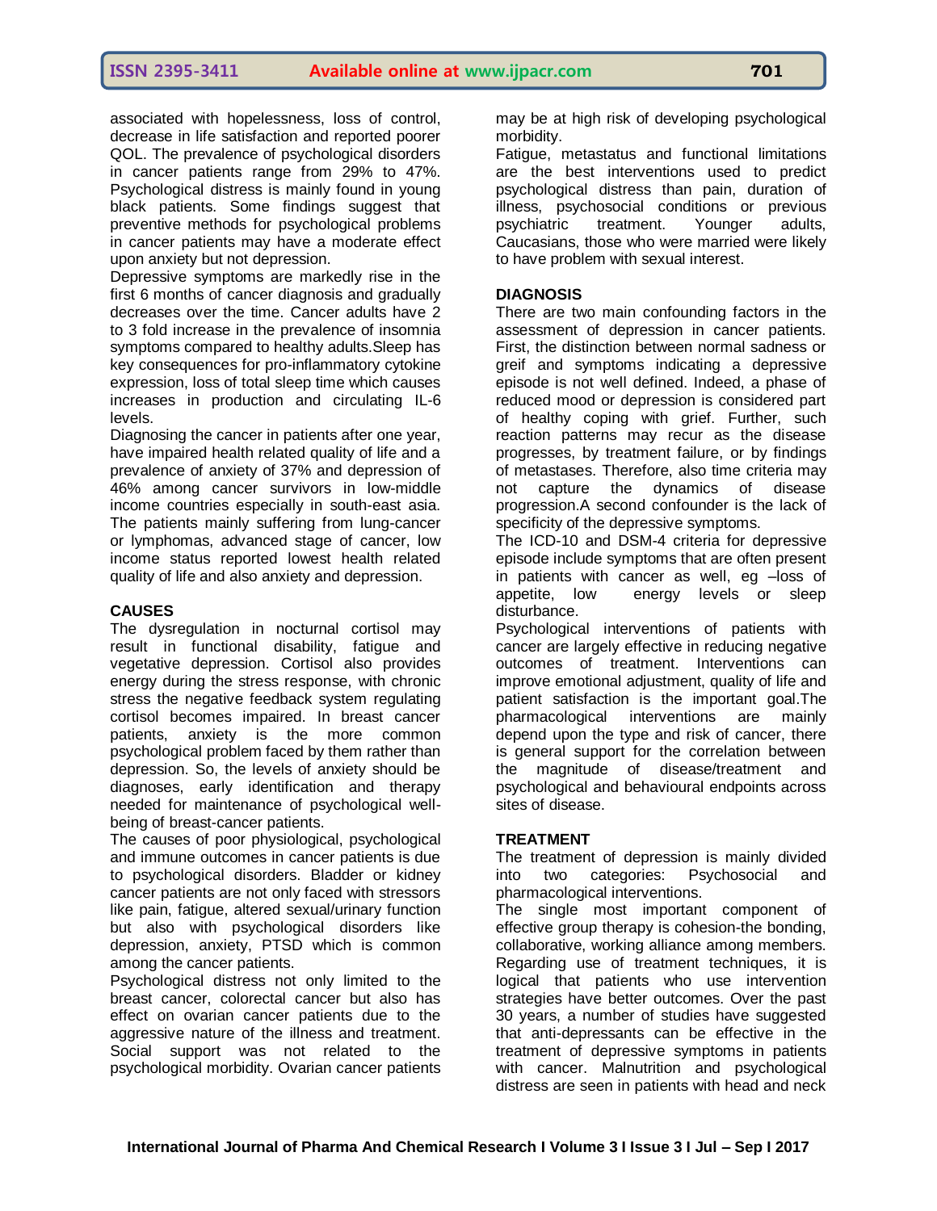associated with hopelessness, loss of control, decrease in life satisfaction and reported poorer QOL. The prevalence of psychological disorders in cancer patients range from 29% to 47%. Psychological distress is mainly found in young black patients. Some findings suggest that preventive methods for psychological problems in cancer patients may have a moderate effect upon anxiety but not depression.

Depressive symptoms are markedly rise in the first 6 months of cancer diagnosis and gradually decreases over the time. Cancer adults have 2 to 3 fold increase in the prevalence of insomnia symptoms compared to healthy adults.Sleep has key consequences for pro-inflammatory cytokine expression, loss of total sleep time which causes increases in production and circulating IL-6 levels.

Diagnosing the cancer in patients after one year, have impaired health related quality of life and a prevalence of anxiety of 37% and depression of 46% among cancer survivors in low-middle income countries especially in south-east asia. The patients mainly suffering from lung-cancer or lymphomas, advanced stage of cancer, low income status reported lowest health related quality of life and also anxiety and depression.

## CAUSES

The dysregulation in nocturnal cortisol may result in functional disability, fatigue and vegetative depression. Cortisol also provides energy during the stress response, with chronic stress the negative feedback system regulating cortisol becomes impaired. In breast cancer patients, anxiety is the more common psychological problem faced by them rather than depression. So, the levels of anxiety should be diagnoses, early identification and therapy needed for maintenance of psychological well-being of breast-cancer patients.

The causes of poor physiological, psychological and immune outcomes in cancer patients is due to psychological disorders. Bladder or kidney cancer patients are not only faced with stressors like pain, fatigue, altered sexual/urinary function but also with psychological disorders like depression, anxiety, PTSD which is common among the cancer patients.

Psychological distress not only limited to the breast cancer, colorectal cancer but also has effect on ovarian cancer patients due to the aggressive nature of the illness and treatment. Social support was not related to the psychological morbidity. Ovarian cancer patients may be at high risk of developing psychological morbidity.

Fatigue, metastatus and functional limitations are the best interventions used to predict psychological distress than pain, duration of illness, psychosocial conditions or previous psychiatric treatment. Younger adults, Caucasians, those who were married were likely to have problem with sexual interest.

## DIAGNOSIS

There are two main confounding factors in the assessment of depression in cancer patients. First, the distinction between normal sadness or greif and symptoms indicating a depressive episode is not well defined. Indeed, a phase of reduced mood or depression is considered part of healthy coping with grief. Further, such reaction patterns may recur as the disease progresses, by treatment failure, or by findings of metastases. Therefore, also time criteria may not capture the dynamics of disease progression.A second confounder is the lack of specificity of the depressive symptoms.

The ICD-10 and DSM-4 criteria for depressive episode include symptoms that are often present in patients with cancer as well, eg –loss of appetite, low energy levels or sleep disturbance.

Psychological interventions of patients with cancer are largely effective in reducing negative outcomes of treatment. Interventions can improve emotional adjustment, quality of life and patient satisfaction is the important goal.The pharmacological interventions are mainly depend upon the type and risk of cancer, there is general support for the correlation between the magnitude of disease/treatment and psychological and behavioural endpoints across sites of disease.

## TREATMENT

The treatment of depression is mainly divided into two categories: Psychosocial and pharmacological interventions.

The single most important component of effective group therapy is cohesion-the bonding, collaborative, working alliance among members. Regarding use of treatment techniques, it is logical that patients who use intervention strategies have better outcomes. Over the past 30 years, a number of studies have suggested that anti-depressants can be effective in the treatment of depressive symptoms in patients with cancer. Malnutrition and psychological distress are seen in patients with head and neck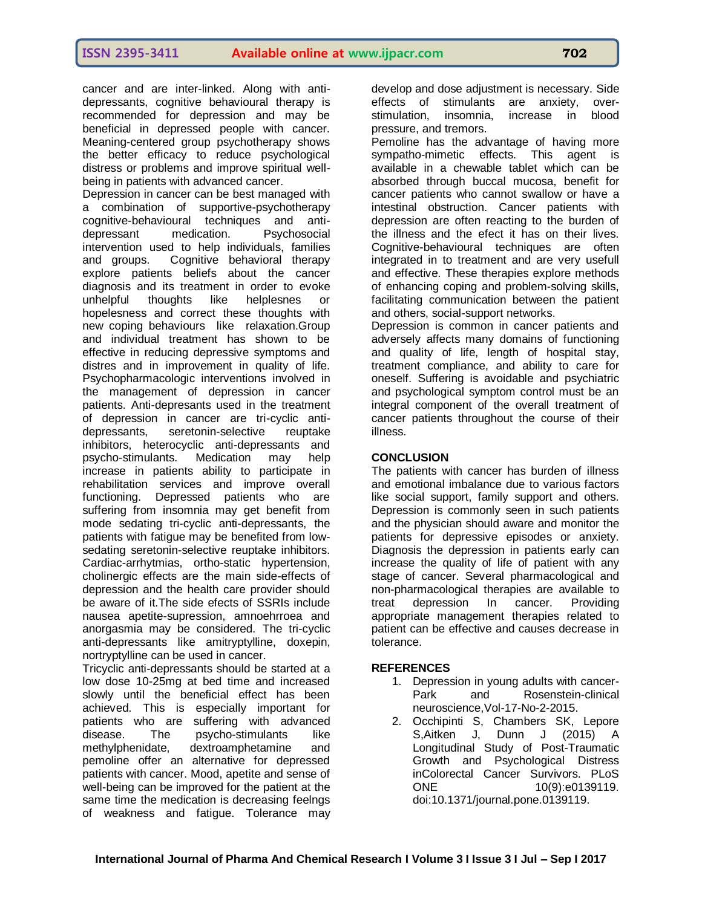cancer and are inter-linked. Along with anti-depressants, cognitive behavioural therapy is recommended for depression and may be beneficial in depressed people with cancer. Meaning-centered group psychotherapy shows the better efficacy to reduce psychological distress or problems and improve spiritual well-being in patients with advanced cancer.

Depression in cancer can be best managed with a combination of supportive-psychotherapy cognitive-behavioural techniques and anti-depressant medication. Psychosocial intervention used to help individuals, families and groups. Cognitive behavioral therapy explore patients beliefs about the cancer diagnosis and its treatment in order to evoke unhelpful thoughts like helplesnes or hopelesness and correct these thoughts with new coping behaviours like relaxation.Group and individual treatment has shown to be effective in reducing depressive symptoms and distres and in improvement in quality of life. Psychopharmacologic interventions involved in the management of depression in cancer patients. Anti-depresants used in the treatment of depression in cancer are tri-cyclic anti-depressants, seretonin-selective reuptake inhibitors, heterocyclic anti-depressants and psycho-stimulants. Medication may help increase in patients ability to participate in rehabilitation services and improve overall functioning. Depressed patients who are suffering from insomnia may get benefit from mode sedating tri-cyclic anti-depressants, the patients with fatigue may be benefited from low-sedating seretonin-selective reuptake inhibitors. Cardiac-arrhytmias, ortho-static hypertension, cholinergic effects are the main side-effects of depression and the health care provider should be aware of it.The side efects of SSRIs include nausea apetite-supression, amnoehrroea and anorgasmia may be considered. The tri-cyclic anti-depressants like amitryptylline, doxepin, nortryptylline can be used in cancer.

Tricyclic anti-depressants should be started at a low dose 10-25mg at bed time and increased slowly until the beneficial effect has been achieved. This is especially important for patients who are suffering with advanced disease. The psycho-stimulants like methylphenidate, dextroamphetamine and pemoline offer an alternative for depressed patients with cancer. Mood, apetite and sense of well-being can be improved for the patient at the same time the medication is decreasing feelngs of weakness and fatigue. Tolerance may develop and dose adjustment is necessary. Side effects of stimulants are anxiety, over-stimulation, insomnia, increase in blood pressure, and tremors.

Pemoline has the advantage of having more sympatho-mimetic effects. This agent is available in a chewable tablet which can be absorbed through buccal mucosa, benefit for cancer patients who cannot swallow or have a intestinal obstruction. Cancer patients with depression are often reacting to the burden of the illness and the efect it has on their lives. Cognitive-behavioural techniques are often integrated in to treatment and are very usefull and effective. These therapies explore methods of enhancing coping and problem-solving skills, facilitating communication between the patient and others, social-support networks.

Depression is common in cancer patients and adversely affects many domains of functioning and quality of life, length of hospital stay, treatment compliance, and ability to care for oneself. Suffering is avoidable and psychiatric and psychological symptom control must be an integral component of the overall treatment of cancer patients throughout the course of their illness.

## CONCLUSION

The patients with cancer has burden of illness and emotional imbalance due to various factors like social support, family support and others. Depression is commonly seen in such patients and the physician should aware and monitor the patients for depressive episodes or anxiety. Diagnosis the depression in patients early can increase the quality of life of patient with any stage of cancer. Several pharmacological and non-pharmacological therapies are available to treat depression In cancer. Providing appropriate management therapies related to patient can be effective and causes decrease in tolerance.

## REFERENCES

1. Depression in young adults with cancer-Park and Rosenstein-clinical neuroscience,Vol-17-No-2-2015.
2. Occhipinti S, Chambers SK, Lepore S,Aitken J, Dunn J (2015) A Longitudinal Study of Post-Traumatic Growth and Psychological Distress inColorectal Cancer Survivors. PLoS ONE 10(9):e0139119. doi:10.1371/journal.pone.0139119.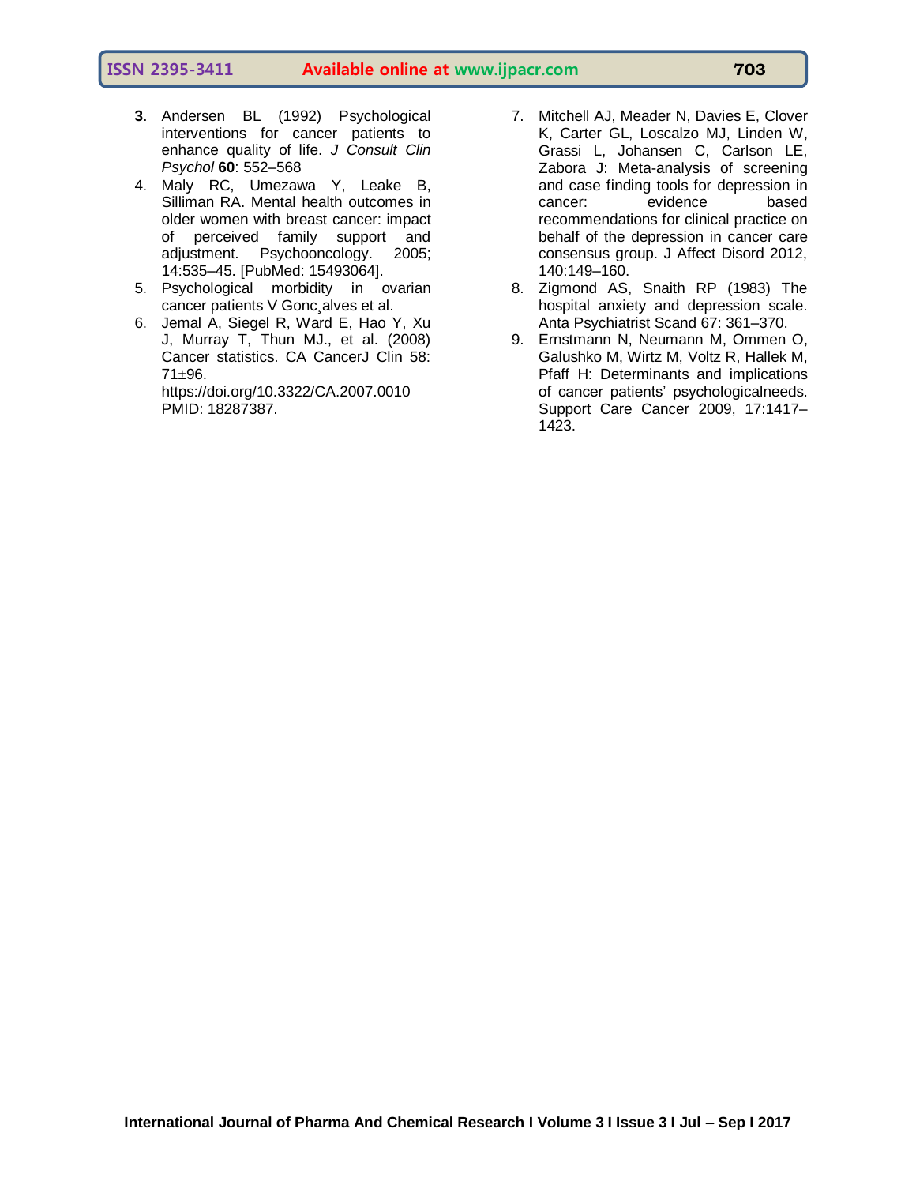3. Andersen BL (1992) Psychological interventions for cancer patients to enhance quality of life. *J Consult Clin Psychol* **60**: 552–568
4. Maly RC, Umezawa Y, Leake B, Silliman RA. Mental health outcomes in older women with breast cancer: impact of perceived family support and adjustment. Psychooncology. 2005; 14:535–45. [PubMed: 15493064].
5. Psychological morbidity in ovarian cancer patients V Gonc¸alves et al.
6. Jemal A, Siegel R, Ward E, Hao Y, Xu J, Murray T, Thun MJ., et al. (2008) Cancer statistics. CA CancerJ Clin 58: 71±96. https://doi.org/10.3322/CA.2007.0010 PMID: 18287387.
7. Mitchell AJ, Meader N, Davies E, Clover K, Carter GL, Loscalzo MJ, Linden W, Grassi L, Johansen C, Carlson LE, Zabora J: Meta-analysis of screening and case finding tools for depression in cancer: evidence based recommendations for clinical practice on behalf of the depression in cancer care consensus group. J Affect Disord 2012, 140:149–160.
8. Zigmond AS, Snaith RP (1983) The hospital anxiety and depression scale. Anta Psychiatrist Scand 67: 361–370.
9. Ernstmann N, Neumann M, Ommen O, Galushko M, Wirtz M, Voltz R, Hallek M, Pfaff H: Determinants and implications of cancer patients' psychologicalneeds. Support Care Cancer 2009, 17:1417–1423.